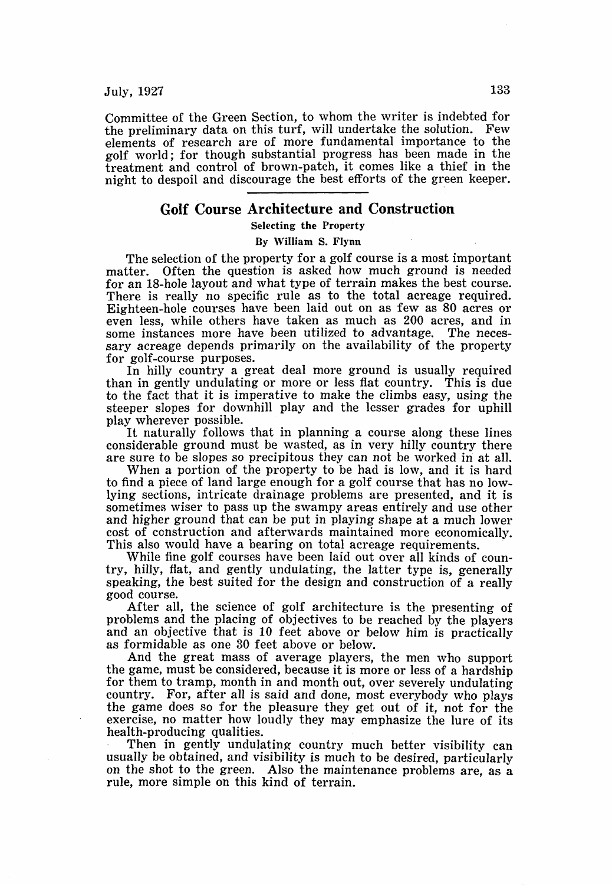Committee of the Green Section, to whom the writer is indebted for the preliminary data on this turf, will undertake the solution. Few elements of research are of more fundamental importance to the golf world; for though substantial progress has been made in the treatment and control of brown-patch, it comes like a thief in the night to despoil and discourage the best efforts of the green keeper.

---

## Golf Course Architecture and Construction

### Selecting the Property

By William S. Flynn

The selection of the property for a golf course is a most important matter. Often the question is asked how much ground is needed for an 18-hole layout and what type of terrain makes the best course. There is really no specific rule as to the total acreage required. Eighteen-hole courses have been laid out on as few as 80 acres or even less, while others have taken as much as 200 acres, and in some instances more have been utilized to advantage. The necessary acreage depends primarily on the availability of the property for golf-course purposes.

In hilly country a great deal more ground is usually required than in gently undulating or more or less flat country. This is due to the fact that it is imperative to make the climbs easy, using the steeper slopes for downhill play and the lesser grades for uphill play wherever possible.

It naturally follows that in planning a course along these lines considerable ground must be wasted, as in very hilly country there are sure to be slopes so precipitous they can not be worked in at all.

When a portion of the property to be had is low, and it is hard to find a piece of land large enough for a golf course that has no low-lying sections, intricate drainage problems are presented, and it is sometimes wiser to pass up the swampy areas entirely and use other and higher ground that can be put in playing shape at a much lower cost of construction and afterwards maintained more economically. This also would have a bearing on total acreage requirements.

While fine golf courses have been laid out over all kinds of country, hilly, flat, and gently undulating, the latter type is, generally speaking, the best suited for the design and construction of a really good course.

After all, the science of golf architecture is the presenting of problems and the placing of objectives to be reached by the players and an objective that is 10 feet above or below him is practically as formidable as one 30 feet above or below.

And the great mass of average players, the men who support the game, must be considered, because it is more or less of a hardship for them to tramp, month in and month out, over severely undulating country. For, after all is said and done, most everybody who plays the game does so for the pleasure they get out of it, not for the exercise, no matter how loudly they may emphasize the lure of its health-producing qualities.

Then in gently undulating country much better visibility can usually be obtained, and visibility is much to be desired, particularly on the shot to the green. Also the maintenance problems are, as a rule, more simple on this kind of terrain.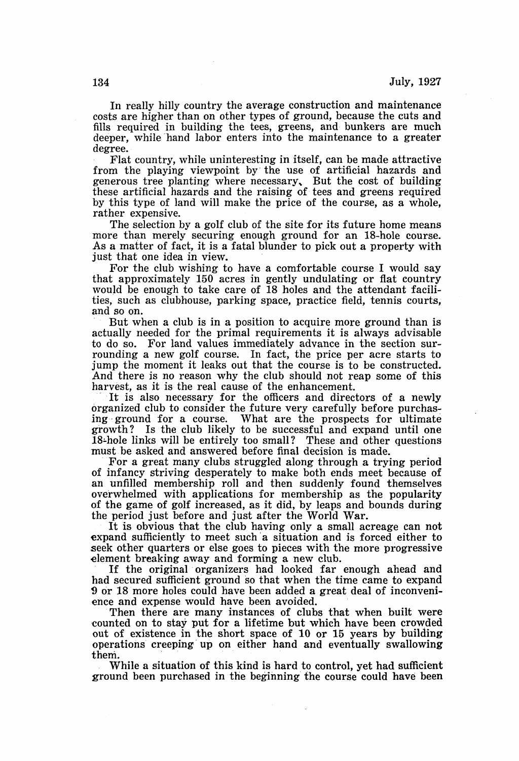In really hilly country the average construction and maintenance costs are higher than on other types of ground, because the cuts and fills required in building the tees, greens, and bunkers are much deeper, while hand labor enters into the maintenance to a greater degree.

Flat country, while uninteresting in itself, can be made attractive from the playing viewpoint by the use of artificial hazards and generous tree planting where necessary. But the cost of building these artificial hazards and the raising of tees and greens required by this type of land will make the price of the course, as a whole, rather expensive.

The selection by a golf club of the site for its future home means more than merely securing enough ground for an 18-hole course. As a matter of fact, it is a fatal blunder to pick out a property with just that one idea in view.

For the club wishing to have a comfortable course I would say that approximately 150 acres in gently undulating or flat country would be enough to take care of 18 holes and the attendant facilities, such as clubhouse, parking space, practice field, tennis courts, and so on.

But when a club is in a position to acquire more ground than is actually needed for the primal requirements it is always advisable to do so. For land values immediately advance in the section surrounding a new golf course. In fact, the price per acre starts to jump the moment it leaks out that the course is to be constructed. And there is no reason why the club should not reap some of this harvest, as it is the real cause of the enhancement.

It is also necessary for the officers and directors of a newly organized club to consider the future very carefully before purchasing ground for a course. What are the prospects for ultimate growth? Is the club likely to be successful and expand until one 18-hole links will be entirely too small? These and other questions must be asked and answered before final decision is made.

For a great many clubs struggled along through a trying period of infancy striving desperately to make both ends meet because of an unfilled membership roll and then suddenly found themselves overwhelmed with applications for membership as the popularity of the game of golf increased, as it did, by leaps and bounds during the period just before and just after the World War.

It is obvious that the club having only a small acreage can not expand sufficiently to meet such a situation and is forced either to seek other quarters or else goes to pieces with the more progressive element breaking away and forming a new club.

If the original organizers had looked far enough ahead and had secured sufficient ground so that when the time came to expand 9 or 18 more holes could have been added a great deal of inconvenience and expense would have been avoided.

Then there are many instances of clubs that when built were counted on to stay put for a lifetime but which have been crowded out of existence in the short space of 10 or 15 years by building operations creeping up on either hand and eventually swallowing them.

While a situation of this kind is hard to control, yet had sufficient ground been purchased in the beginning the course could have been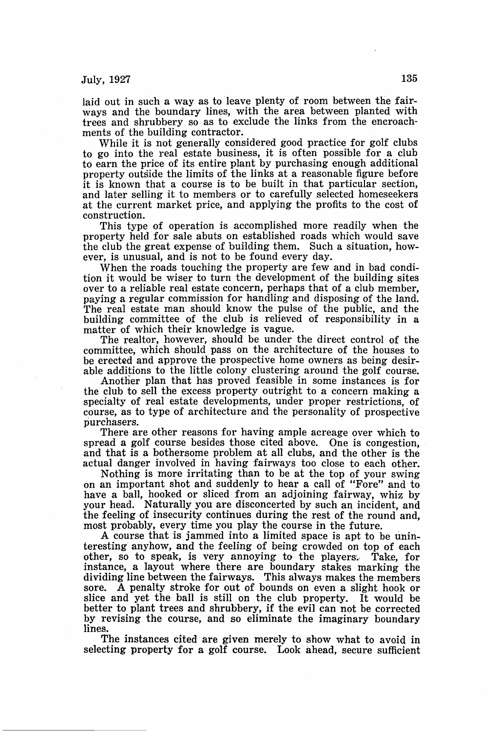laid out in such a way as to leave plenty of room between the fairways and the boundary lines, with the area between planted with trees and shrubbery so as to exclude the links from the encroachments of the building contractor.

While it is not generally considered good practice for golf clubs to go into the real estate business, it is often possible for a club to earn the price of its entire plant by purchasing enough additional property outside the limits of the links at a reasonable figure before it is known that a course is to be built in that particular section, and later selling it to members or to carefully selected homeseekers at the current market price, and applying the profits to the cost of construction.

This type of operation is accomplished more readily when the property held for sale abuts on established roads which would save the club the great expense of building them. Such a situation, however, is unusual, and is not to be found every day.

When the roads touching the property are few and in bad condition it would be wiser to turn the development of the building sites over to a reliable real estate concern, perhaps that of a club member, paying a regular commission for handling and disposing of the land. The real estate man should know the pulse of the public, and the building committee of the club is relieved of responsibility in a matter of which their knowledge is vague.

The realtor, however, should be under the direct control of the committee, which should pass on the architecture of the houses to be erected and approve the prospective home owners as being desirable additions to the little colony clustering around the golf course.

Another plan that has proved feasible in some instances is for the club to sell the excess property outright to a concern making a specialty of real estate developments, under proper restrictions, of course, as to type of architecture and the personality of prospective purchasers.

There are other reasons for having ample acreage over which to spread a golf course besides those cited above. One is congestion, and that is a bothersome problem at all clubs, and the other is the actual danger involved in having fairways too close to each other.

Nothing is more irritating than to be at the top of your swing on an important shot and suddenly to hear a call of "Fore" and to have a ball, hooked or sliced from an adjoining fairway, whiz by your head. Naturally you are disconcerted by such an incident, and the feeling of insecurity continues during the rest of the round and, most probably, every time you play the course in the future.

A course that is jammed into a limited space is apt to be uninteresting anyhow, and the feeling of being crowded on top of each other, so to speak, is very annoying to the players. Take, for instance, a layout where there are boundary stakes marking the dividing line between the fairways. This always makes the members sore. A penalty stroke for out of bounds on even a slight hook or slice and yet the ball is still on the club property. It would be better to plant trees and shrubbery, if the evil can not be corrected by revising the course, and so eliminate the imaginary boundary lines.

The instances cited are given merely to show what to avoid in selecting property for a golf course. Look ahead, secure sufficient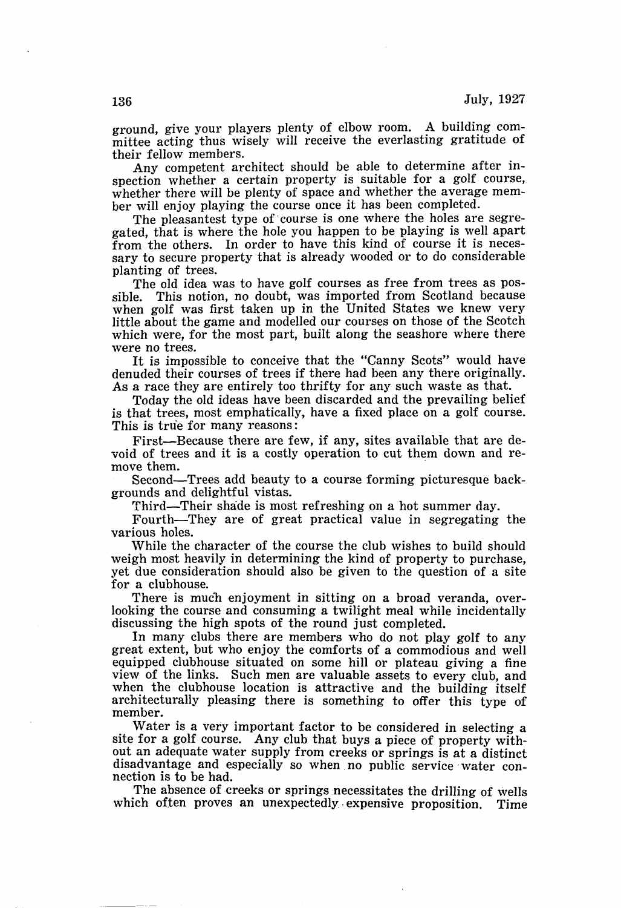ground, give your players plenty of elbow room. A building committee acting thus wisely will receive the everlasting gratitude of their fellow members.

Any competent architect should be able to determine after inspection whether a certain property is suitable for a golf course, whether there will be plenty of space and whether the average member will enjoy playing the course once it has been completed.

The pleasantest type of course is one where the holes are segregated, that is where the hole you happen to be playing is well apart from the others. In order to have this kind of course it is necessary to secure property that is already wooded or to do considerable planting of trees.

The old idea was to have golf courses as free from trees as possible. This notion, no doubt, was imported from Scotland because when golf was first taken up in the United States we knew very little about the game and modelled our courses on those of the Scotch which were, for the most part, built along the seashore where there were no trees.

It is impossible to conceive that the "Canny Scots" would have denuded their courses of trees if there had been any there originally. As a race they are entirely too thrifty for any such waste as that.

Today the old ideas have been discarded and the prevailing belief is that trees, most emphatically, have a fixed place on a golf course. This is true for many reasons:

First—Because there are few, if any, sites available that are devoid of trees and it is a costly operation to cut them down and remove them.

Second—Trees add beauty to a course forming picturesque backgrounds and delightful vistas.

Third—Their shade is most refreshing on a hot summer day.

Fourth—They are of great practical value in segregating the various holes.

While the character of the course the club wishes to build should weigh most heavily in determining the kind of property to purchase, yet due consideration should also be given to the question of a site for a clubhouse.

There is much enjoyment in sitting on a broad veranda, overlooking the course and consuming a twilight meal while incidentally discussing the high spots of the round just completed.

In many clubs there are members who do not play golf to any great extent, but who enjoy the comforts of a commodious and well equipped clubhouse situated on some hill or plateau giving a fine view of the links. Such men are valuable assets to every club, and when the clubhouse location is attractive and the building itself architecturally pleasing there is something to offer this type of member.

Water is a very important factor to be considered in selecting a site for a golf course. Any club that buys a piece of property without an adequate water supply from creeks or springs is at a distinct disadvantage and especially so when no public service water connection is to be had.

The absence of creeks or springs necessitates the drilling of wells which often proves an unexpectedly expensive proposition. Time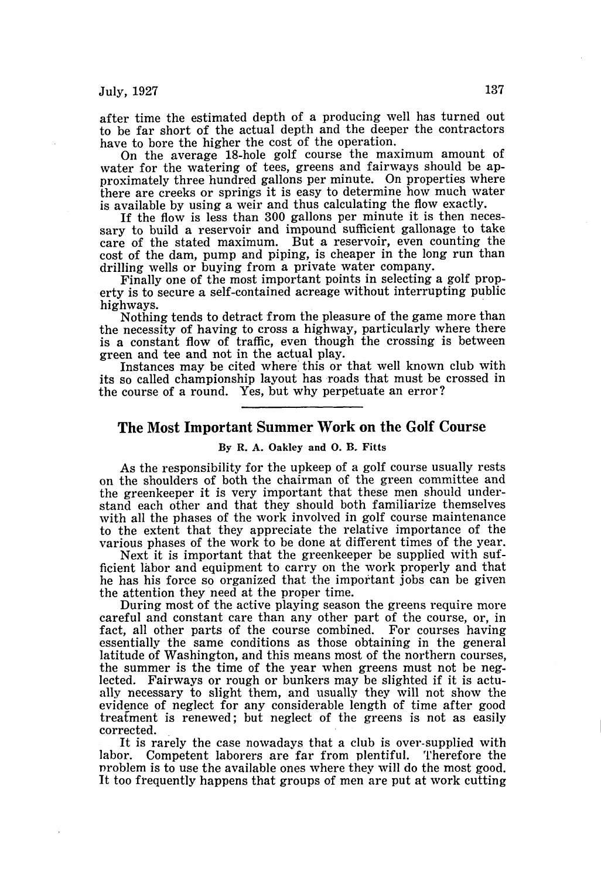after time the estimated depth of a producing well has turned out to be far short of the actual depth and the deeper the contractors have to bore the higher the cost of the operation.

On the average 18-hole golf course the maximum amount of water for the watering of tees, greens and fairways should be approximately three hundred gallons per minute. On properties where there are creeks or springs it is easy to determine how much water is available by using a weir and thus calculating the flow exactly.

If the flow is less than 300 gallons per minute it is then necessary to build a reservoir and impound sufficient gallonage to take care of the stated maximum. But a reservoir, even counting the cost of the dam, pump and piping, is cheaper in the long run than drilling wells or buying from a private water company.

Finally one of the most important points in selecting a golf property is to secure a self-contained acreage without interrupting public highways.

Nothing tends to detract from the pleasure of the game more than the necessity of having to cross a highway, particularly where there is a constant flow of traffic, even though the crossing is between green and tee and not in the actual play.

Instances may be cited where this or that well known club with its so called championship layout has roads that must be crossed in the course of a round. Yes, but why perpetuate an error?

---

## The Most Important Summer Work on the Golf Course

By R. A. Oakley and O. B. Fitts

As the responsibility for the upkeep of a golf course usually rests on the shoulders of both the chairman of the green committee and the greenkeeper it is very important that these men should understand each other and that they should both familiarize themselves with all the phases of the work involved in golf course maintenance to the extent that they appreciate the relative importance of the various phases of the work to be done at different times of the year.

Next it is important that the greenkeeper be supplied with sufficient labor and equipment to carry on the work properly and that he has his force so organized that the important jobs can be given the attention they need at the proper time.

During most of the active playing season the greens require more careful and constant care than any other part of the course, or, in fact, all other parts of the course combined. For courses having essentially the same conditions as those obtaining in the general latitude of Washington, and this means most of the northern courses, the summer is the time of the year when greens must not be neglected. Fairways or rough or bunkers may be slighted if it is actually necessary to slight them, and usually they will not show the evidence of neglect for any considerable length of time after good treatment is renewed; but neglect of the greens is not as easily corrected.

It is rarely the case nowadays that a club is over-supplied with labor. Competent laborers are far from plentiful. Therefore the problem is to use the available ones where they will do the most good. It too frequently happens that groups of men are put at work cutting